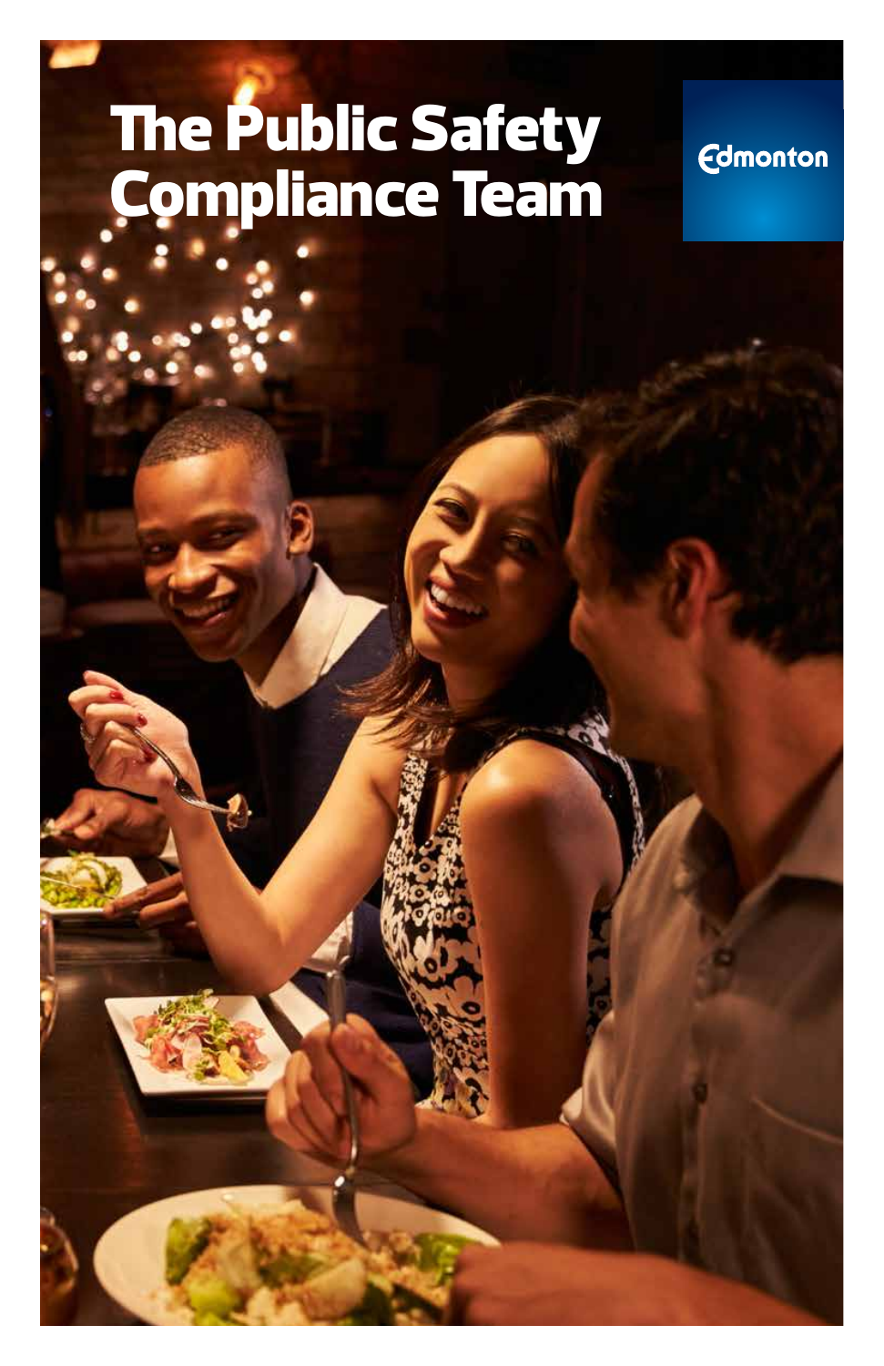# The Public Safety Compliance Team

Edmonton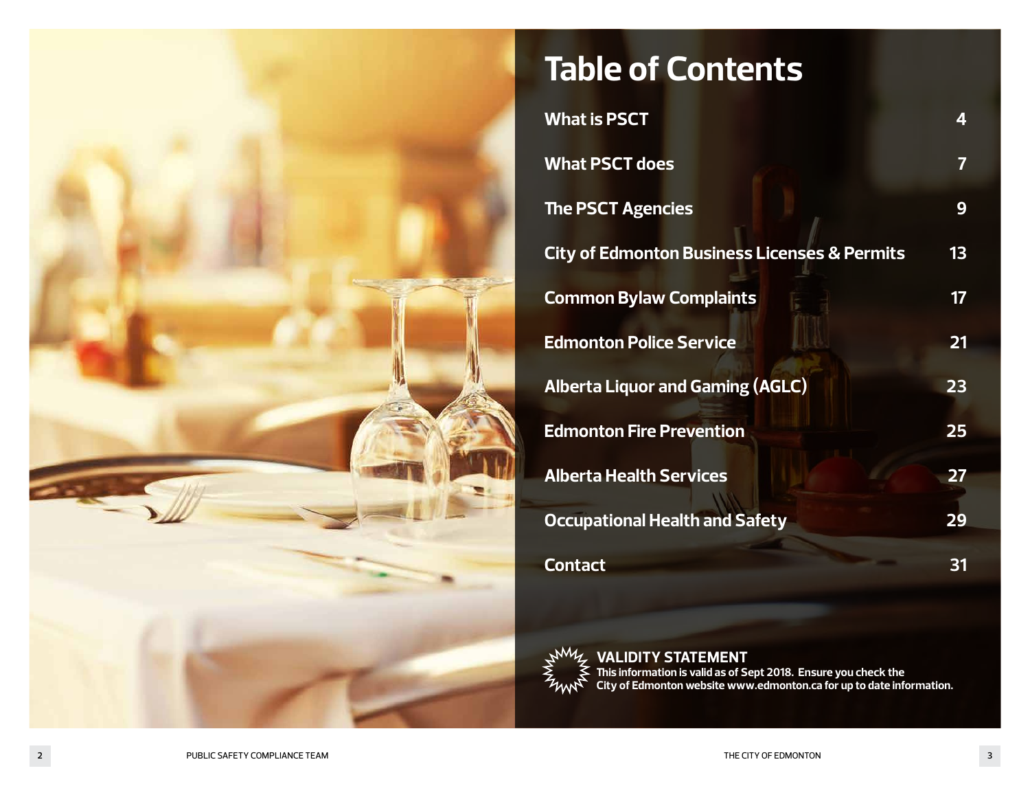# Table of Contents

| | |
|---|---|
| What is PSCT | 4 |
| What PSCT does | 7 |
| The PSCT Agencies | 9 |
| City of Edmonton Business Licenses & Permits | 13 |
| Common Bylaw Complaints | 17 |
| Edmonton Police Service | 21 |
| Alberta Liquor and Gaming (AGLC) | 23 |
| Edmonton Fire Prevention | 25 |
| Alberta Health Services | 27 |
| Occupational Health and Safety | 29 |
| Contact | 31 |

**VALIDITY STATEMENT**

**This information is valid as of Sept 2018. Ensure you check the City of Edmonton website www.edmonton.ca for up to date information.**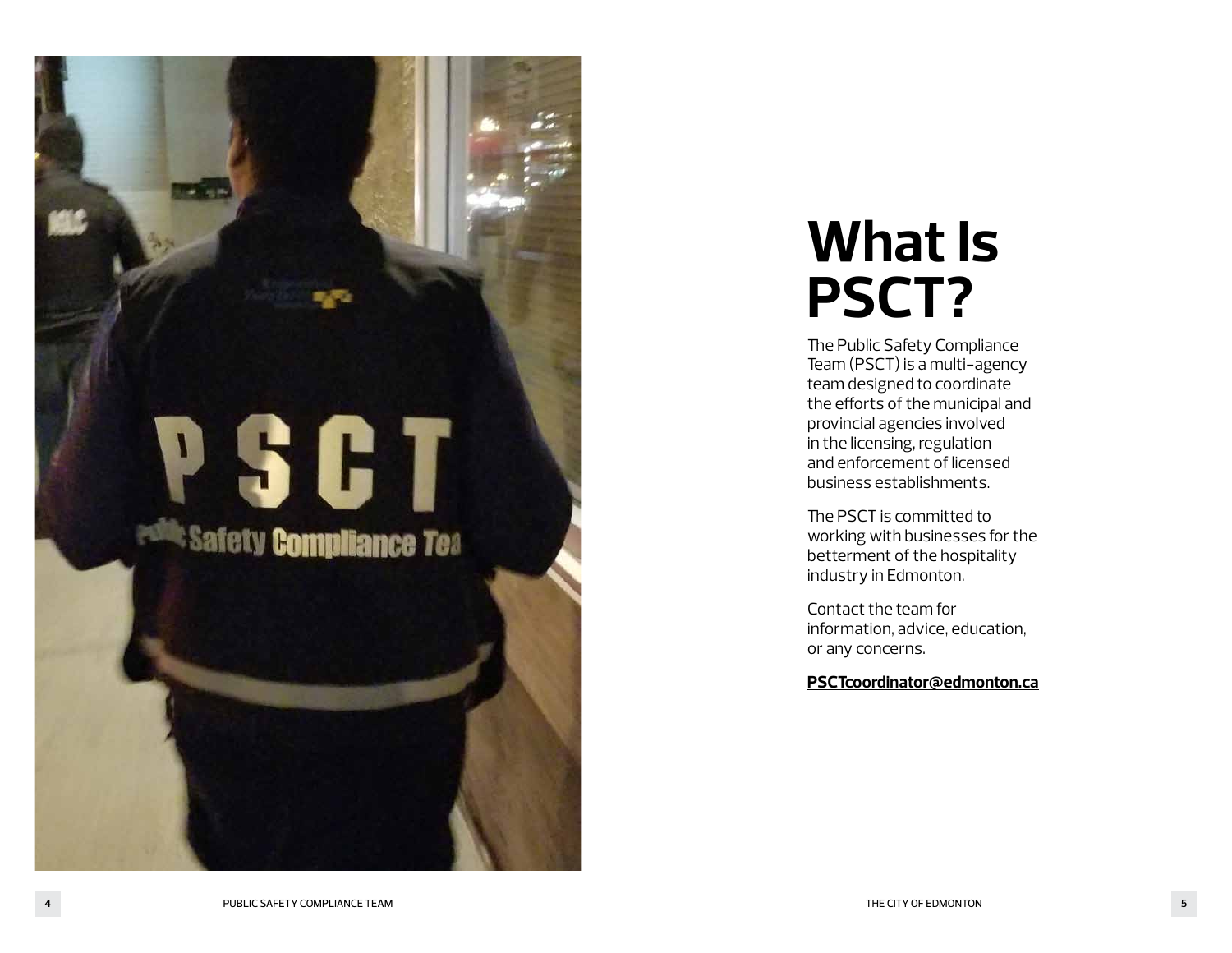# What Is PSCT?

The Public Safety Compliance Team (PSCT) is a multi-agency team designed to coordinate the efforts of the municipal and provincial agencies involved in the licensing, regulation and enforcement of licensed business establishments.

The PSCT is committed to working with businesses for the betterment of the hospitality industry in Edmonton.

Contact the team for information, advice, education, or any concerns.

**PSCTcoordinator@edmonton.ca**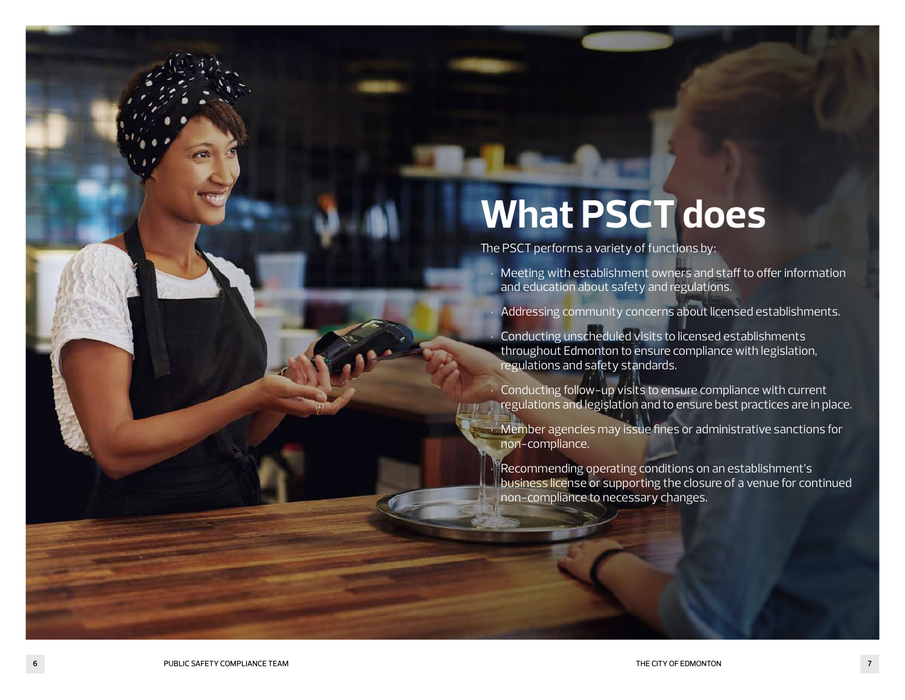# What PSCT does

The PSCT performs a variety of functions by:

- Meeting with establishment owners and staff to offer information and education about safety and regulations.
- Addressing community concerns about licensed establishments.
- Conducting unscheduled visits to licensed establishments throughout Edmonton to ensure compliance with legislation, regulations and safety standards.
- Conducting follow-up visits to ensure compliance with current regulations and legislation and to ensure best practices are in place.
- Member agencies may issue fines or administrative sanctions for non-compliance.
- Recommending operating conditions on an establishment's business license or supporting the closure of a venue for continued non-compliance to necessary changes.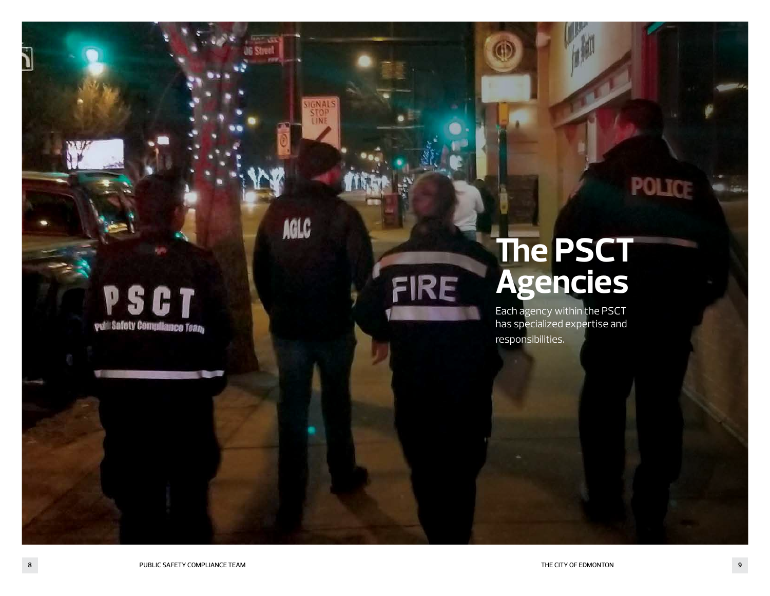# The PSCT Agencies

Each agency within the PSCT has specialized expertise and responsibilities.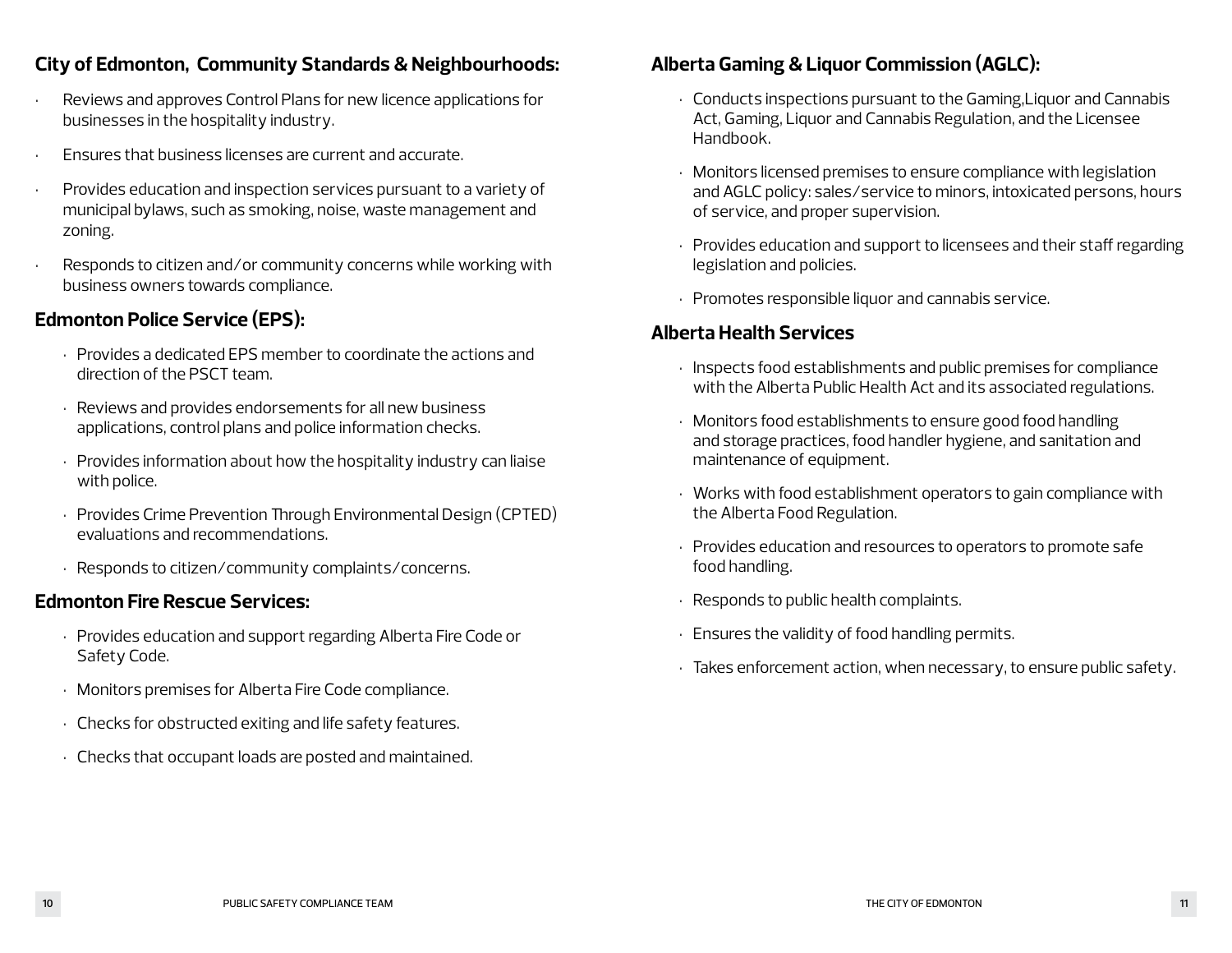## City of Edmonton, Community Standards & Neighbourhoods:

- Reviews and approves Control Plans for new licence applications for businesses in the hospitality industry.
- Ensures that business licenses are current and accurate.
- Provides education and inspection services pursuant to a variety of municipal bylaws, such as smoking, noise, waste management and zoning.
- Responds to citizen and/or community concerns while working with business owners towards compliance.

## Edmonton Police Service (EPS):

- Provides a dedicated EPS member to coordinate the actions and direction of the PSCT team.
- Reviews and provides endorsements for all new business applications, control plans and police information checks.
- Provides information about how the hospitality industry can liaise with police.
- Provides Crime Prevention Through Environmental Design (CPTED) evaluations and recommendations.
- Responds to citizen/community complaints/concerns.

## Edmonton Fire Rescue Services:

- Provides education and support regarding Alberta Fire Code or Safety Code.
- Monitors premises for Alberta Fire Code compliance.
- Checks for obstructed exiting and life safety features.
- Checks that occupant loads are posted and maintained.

## Alberta Gaming & Liquor Commission (AGLC):

- Conducts inspections pursuant to the Gaming,Liquor and Cannabis Act, Gaming, Liquor and Cannabis Regulation, and the Licensee Handbook.
- Monitors licensed premises to ensure compliance with legislation and AGLC policy: sales/service to minors, intoxicated persons, hours of service, and proper supervision.
- Provides education and support to licensees and their staff regarding legislation and policies.
- Promotes responsible liquor and cannabis service.

## Alberta Health Services

- Inspects food establishments and public premises for compliance with the Alberta Public Health Act and its associated regulations.
- Monitors food establishments to ensure good food handling and storage practices, food handler hygiene, and sanitation and maintenance of equipment.
- Works with food establishment operators to gain compliance with the Alberta Food Regulation.
- Provides education and resources to operators to promote safe food handling.
- Responds to public health complaints.
- Ensures the validity of food handling permits.
- Takes enforcement action, when necessary, to ensure public safety.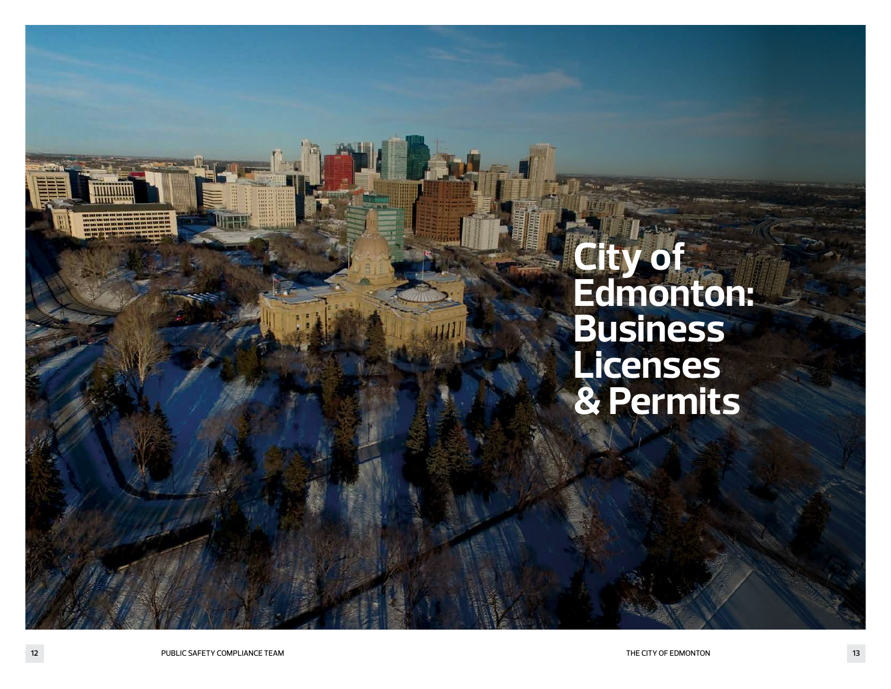# City of Edmonton: Business Licenses & Permits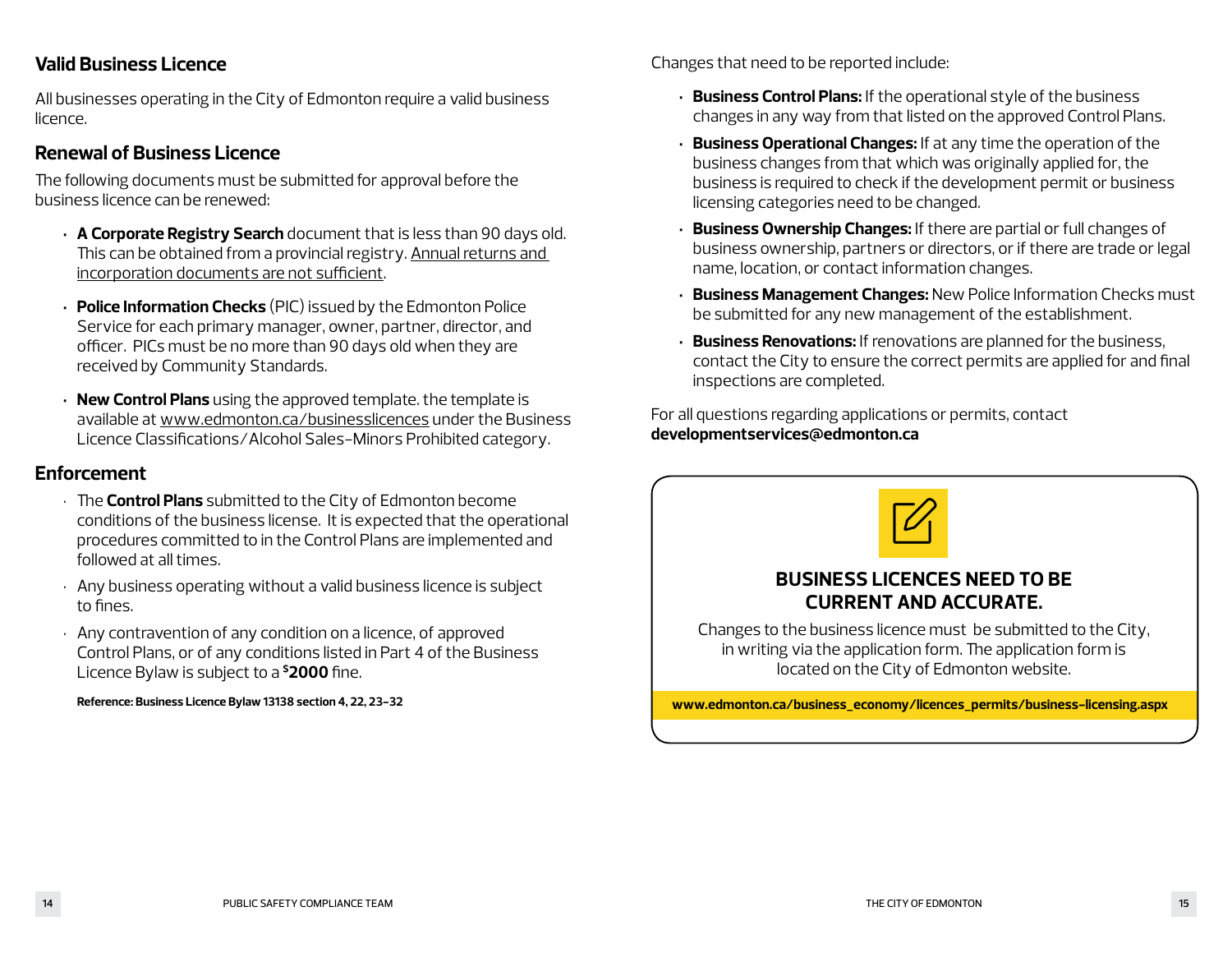## Valid Business Licence

All businesses operating in the City of Edmonton require a valid business licence.

## Renewal of Business Licence

The following documents must be submitted for approval before the business licence can be renewed:

- **A Corporate Registry Search** document that is less than 90 days old. This can be obtained from a provincial registry. Annual returns and incorporation documents are not sufficient.
- **Police Information Checks** (PIC) issued by the Edmonton Police Service for each primary manager, owner, partner, director, and officer. PICs must be no more than 90 days old when they are received by Community Standards.
- **New Control Plans** using the approved template. the template is available at www.edmonton.ca/businesslicences under the Business Licence Classifications/Alcohol Sales-Minors Prohibited category.

## Enforcement

- The **Control Plans** submitted to the City of Edmonton become conditions of the business license. It is expected that the operational procedures committed to in the Control Plans are implemented and followed at all times.
- Any business operating without a valid business licence is subject to fines.
- Any contravention of any condition on a licence, of approved Control Plans, or of any conditions listed in Part 4 of the Business Licence Bylaw is subject to a **$2000** fine.

**Reference: Business Licence Bylaw 13138 section 4, 22, 23-32**

Changes that need to be reported include:

- **Business Control Plans:** If the operational style of the business changes in any way from that listed on the approved Control Plans.
- **Business Operational Changes:** If at any time the operation of the business changes from that which was originally applied for, the business is required to check if the development permit or business licensing categories need to be changed.
- **Business Ownership Changes:** If there are partial or full changes of business ownership, partners or directors, or if there are trade or legal name, location, or contact information changes.
- **Business Management Changes:** New Police Information Checks must be submitted for any new management of the establishment.
- **Business Renovations:** If renovations are planned for the business, contact the City to ensure the correct permits are applied for and final inspections are completed.

For all questions regarding applications or permits, contact **developmentservices@edmonton.ca**

**BUSINESS LICENCES NEED TO BE CURRENT AND ACCURATE.**

Changes to the business licence must be submitted to the City, in writing via the application form. The application form is located on the City of Edmonton website.

**www.edmonton.ca/business_economy/licences_permits/business-licensing.aspx**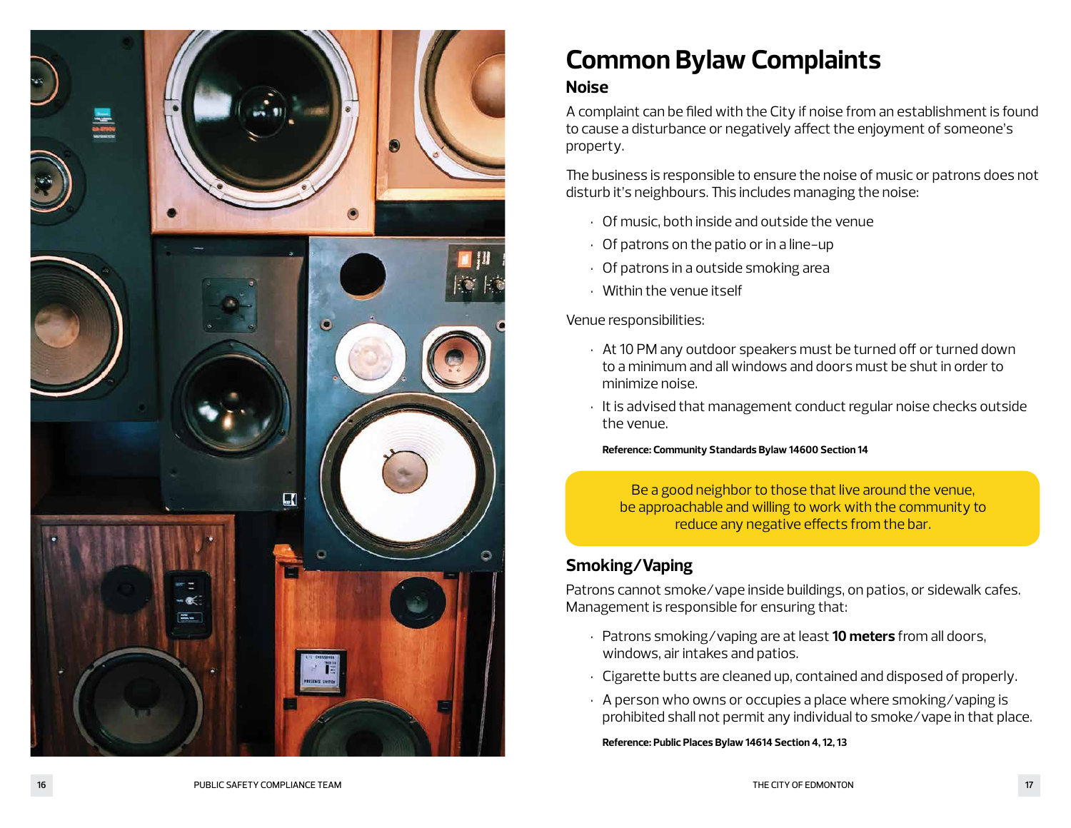# Common Bylaw Complaints

## Noise

A complaint can be filed with the City if noise from an establishment is found to cause a disturbance or negatively affect the enjoyment of someone's property.

The business is responsible to ensure the noise of music or patrons does not disturb it's neighbours. This includes managing the noise:

- Of music, both inside and outside the venue
- Of patrons on the patio or in a line-up
- Of patrons in a outside smoking area
- Within the venue itself

Venue responsibilities:

- At 10 PM any outdoor speakers must be turned off or turned down to a minimum and all windows and doors must be shut in order to minimize noise.
- It is advised that management conduct regular noise checks outside the venue.

**Reference: Community Standards Bylaw 14600 Section 14**

Be a good neighbor to those that live around the venue, be approachable and willing to work with the community to reduce any negative effects from the bar.

## Smoking/Vaping

Patrons cannot smoke/vape inside buildings, on patios, or sidewalk cafes. Management is responsible for ensuring that:

- Patrons smoking/vaping are at least **10 meters** from all doors, windows, air intakes and patios.
- Cigarette butts are cleaned up, contained and disposed of properly.
- A person who owns or occupies a place where smoking/vaping is prohibited shall not permit any individual to smoke/vape in that place.

**Reference: Public Places Bylaw 14614 Section 4, 12, 13**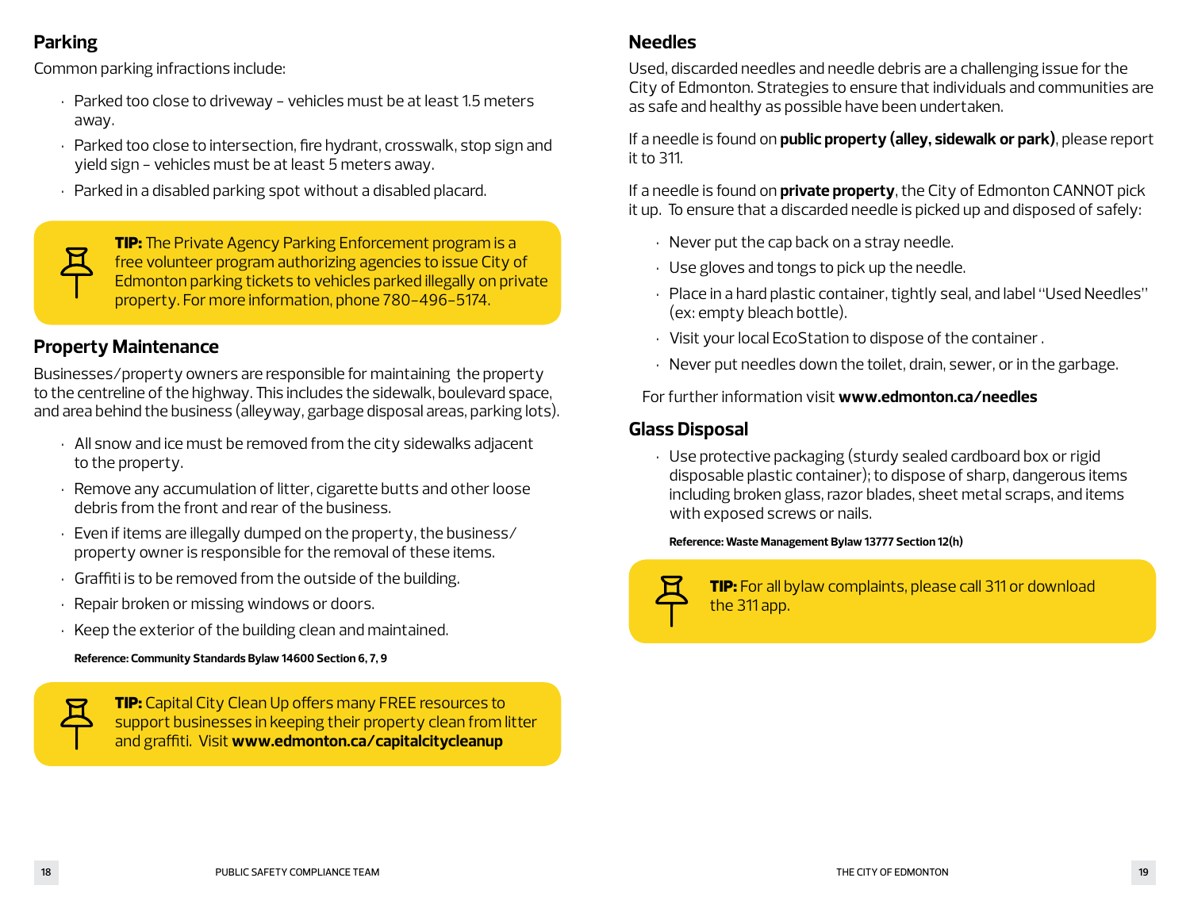## Parking

Common parking infractions include:

- Parked too close to driveway – vehicles must be at least 1.5 meters away.
- Parked too close to intersection, fire hydrant, crosswalk, stop sign and yield sign – vehicles must be at least 5 meters away.
- Parked in a disabled parking spot without a disabled placard.

**TIP:** The Private Agency Parking Enforcement program is a free volunteer program authorizing agencies to issue City of Edmonton parking tickets to vehicles parked illegally on private property. For more information, phone 780-496-5174.

## Property Maintenance

Businesses/property owners are responsible for maintaining the property to the centreline of the highway. This includes the sidewalk, boulevard space, and area behind the business (alleyway, garbage disposal areas, parking lots).

- All snow and ice must be removed from the city sidewalks adjacent to the property.
- Remove any accumulation of litter, cigarette butts and other loose debris from the front and rear of the business.
- Even if items are illegally dumped on the property, the business/property owner is responsible for the removal of these items.
- Graffiti is to be removed from the outside of the building.
- Repair broken or missing windows or doors.
- Keep the exterior of the building clean and maintained.

**Reference: Community Standards Bylaw 14600 Section 6, 7, 9**

**TIP:** Capital City Clean Up offers many FREE resources to support businesses in keeping their property clean from litter and graffiti. Visit **www.edmonton.ca/capitalcitycleanup**

## Needles

Used, discarded needles and needle debris are a challenging issue for the City of Edmonton. Strategies to ensure that individuals and communities are as safe and healthy as possible have been undertaken.

If a needle is found on **public property (alley, sidewalk or park)**, please report it to 311.

If a needle is found on **private property**, the City of Edmonton CANNOT pick it up. To ensure that a discarded needle is picked up and disposed of safely:

- Never put the cap back on a stray needle.
- Use gloves and tongs to pick up the needle.
- Place in a hard plastic container, tightly seal, and label "Used Needles" (ex: empty bleach bottle).
- Visit your local EcoStation to dispose of the container .
- Never put needles down the toilet, drain, sewer, or in the garbage.

For further information visit **www.edmonton.ca/needles**

## Glass Disposal

- Use protective packaging (sturdy sealed cardboard box or rigid disposable plastic container); to dispose of sharp, dangerous items including broken glass, razor blades, sheet metal scraps, and items with exposed screws or nails.

**Reference: Waste Management Bylaw 13777 Section 12(h)**

**TIP:** For all bylaw complaints, please call 311 or download the 311 app.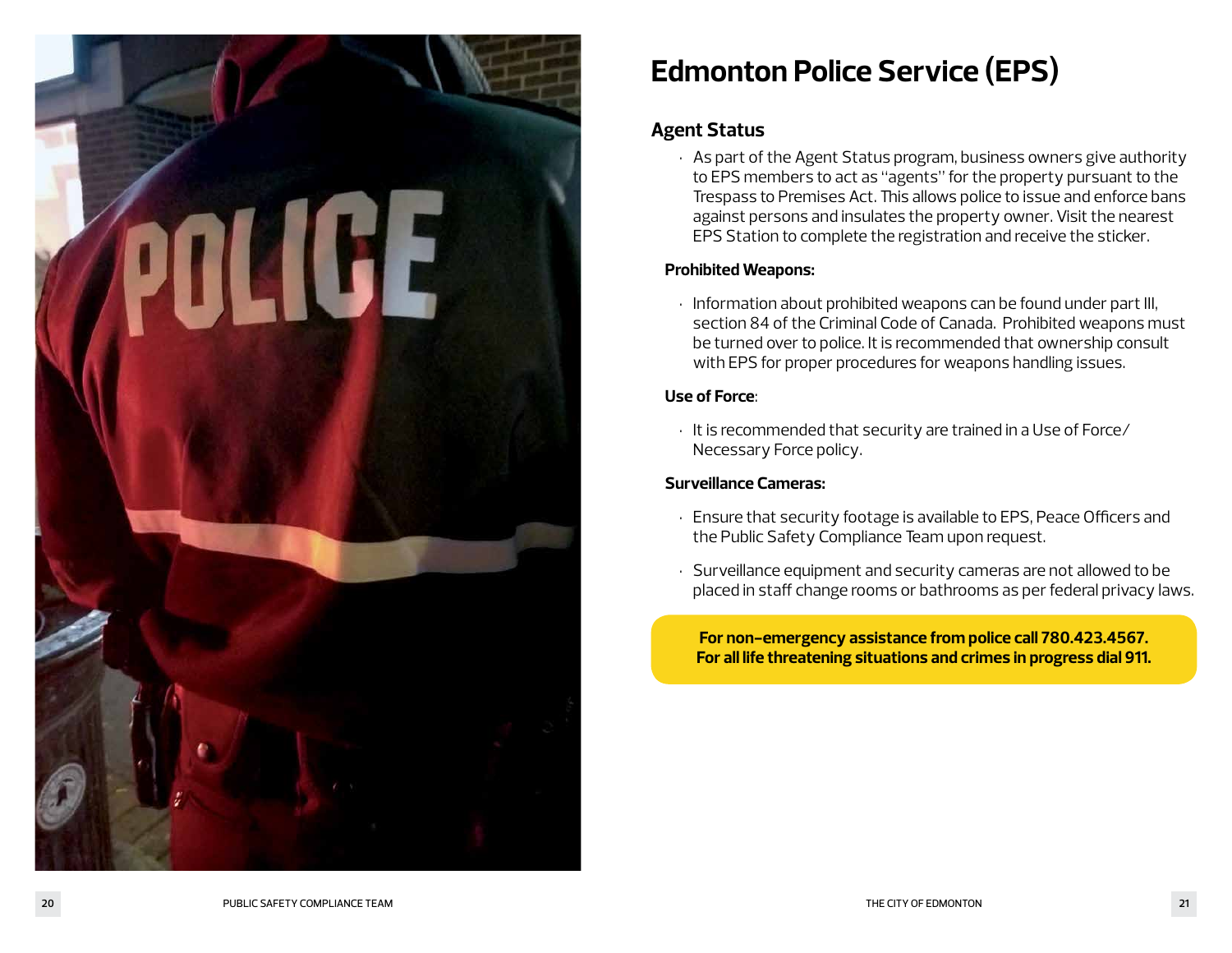# Edmonton Police Service (EPS)

## Agent Status

- As part of the Agent Status program, business owners give authority to EPS members to act as "agents" for the property pursuant to the Trespass to Premises Act. This allows police to issue and enforce bans against persons and insulates the property owner. Visit the nearest EPS Station to complete the registration and receive the sticker.

**Prohibited Weapons:**

- Information about prohibited weapons can be found under part III, section 84 of the Criminal Code of Canada. Prohibited weapons must be turned over to police. It is recommended that ownership consult with EPS for proper procedures for weapons handling issues.

**Use of Force**:

- It is recommended that security are trained in a Use of Force/Necessary Force policy.

**Surveillance Cameras:**

- Ensure that security footage is available to EPS, Peace Officers and the Public Safety Compliance Team upon request.
- Surveillance equipment and security cameras are not allowed to be placed in staff change rooms or bathrooms as per federal privacy laws.

**For non-emergency assistance from police call 780.423.4567.**
**For all life threatening situations and crimes in progress dial 911.**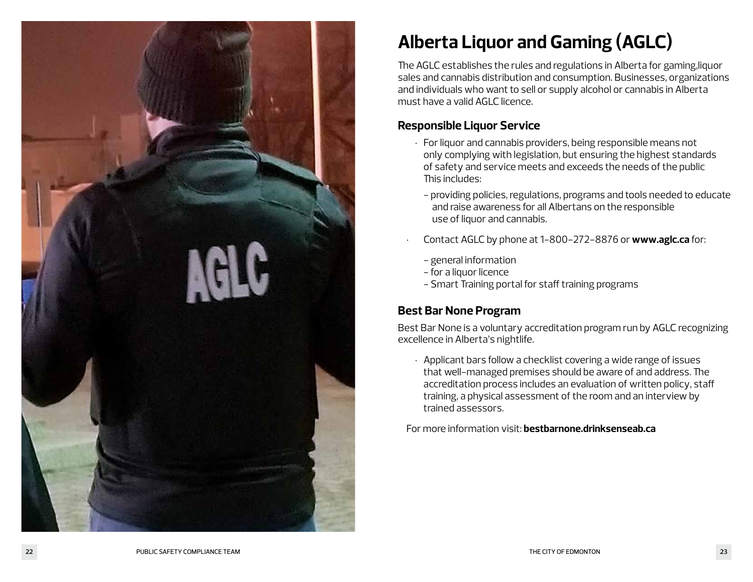# Alberta Liquor and Gaming (AGLC)

The AGLC establishes the rules and regulations in Alberta for gaming,liquor sales and cannabis distribution and consumption. Businesses, organizations and individuals who want to sell or supply alcohol or cannabis in Alberta must have a valid AGLC licence.

## Responsible Liquor Service

- For liquor and cannabis providers, being responsible means not only complying with legislation, but ensuring the highest standards of safety and service meets and exceeds the needs of the public This includes:
  - providing policies, regulations, programs and tools needed to educate and raise awareness for all Albertans on the responsible use of liquor and cannabis.
- Contact AGLC by phone at 1-800-272-8876 or **www.aglc.ca** for:
  - general information
  - for a liquor licence
  - Smart Training portal for staff training programs

## Best Bar None Program

Best Bar None is a voluntary accreditation program run by AGLC recognizing excellence in Alberta's nightlife.

- Applicant bars follow a checklist covering a wide range of issues that well-managed premises should be aware of and address. The accreditation process includes an evaluation of written policy, staff training, a physical assessment of the room and an interview by trained assessors.

For more information visit: **bestbarnone.drinksenseab.ca**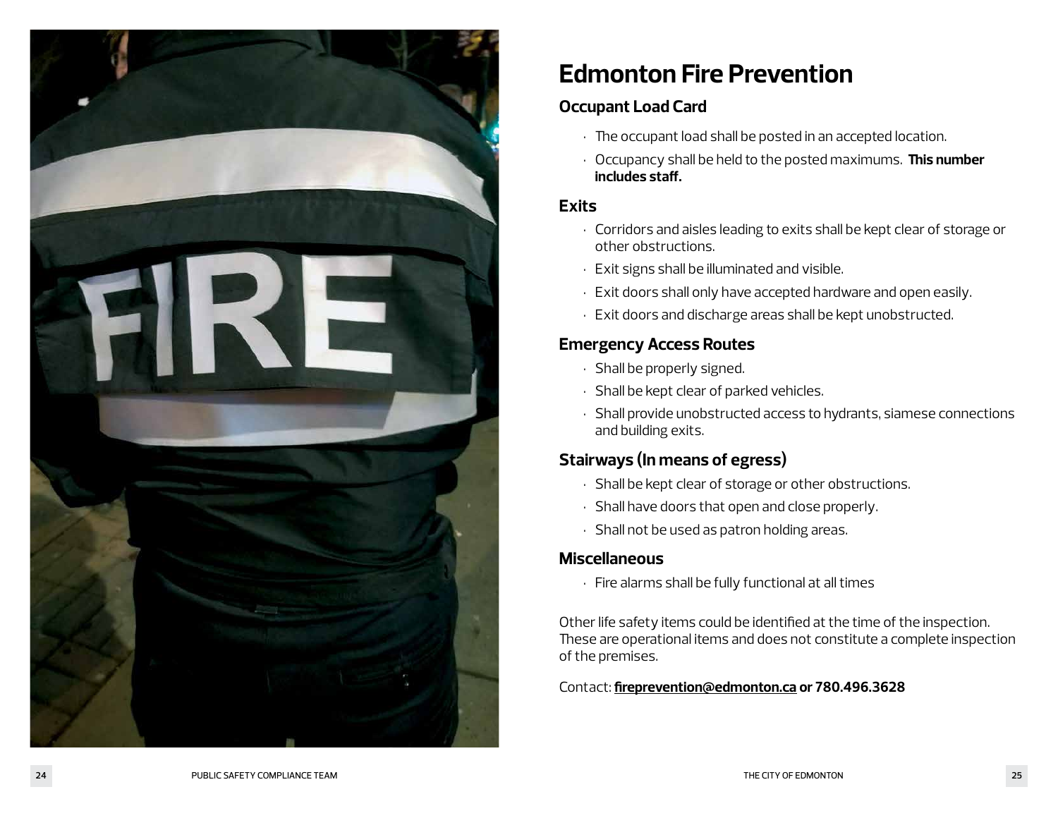# Edmonton Fire Prevention

## Occupant Load Card

- The occupant load shall be posted in an accepted location.
- Occupancy shall be held to the posted maximums. **This number includes staff.**

## Exits

- Corridors and aisles leading to exits shall be kept clear of storage or other obstructions.
- Exit signs shall be illuminated and visible.
- Exit doors shall only have accepted hardware and open easily.
- Exit doors and discharge areas shall be kept unobstructed.

## Emergency Access Routes

- Shall be properly signed.
- Shall be kept clear of parked vehicles.
- Shall provide unobstructed access to hydrants, siamese connections and building exits.

## Stairways (In means of egress)

- Shall be kept clear of storage or other obstructions.
- Shall have doors that open and close properly.
- Shall not be used as patron holding areas.

## Miscellaneous

- Fire alarms shall be fully functional at all times

Other life safety items could be identified at the time of the inspection. These are operational items and does not constitute a complete inspection of the premises.

Contact: **fireprevention@edmonton.ca or 780.496.3628**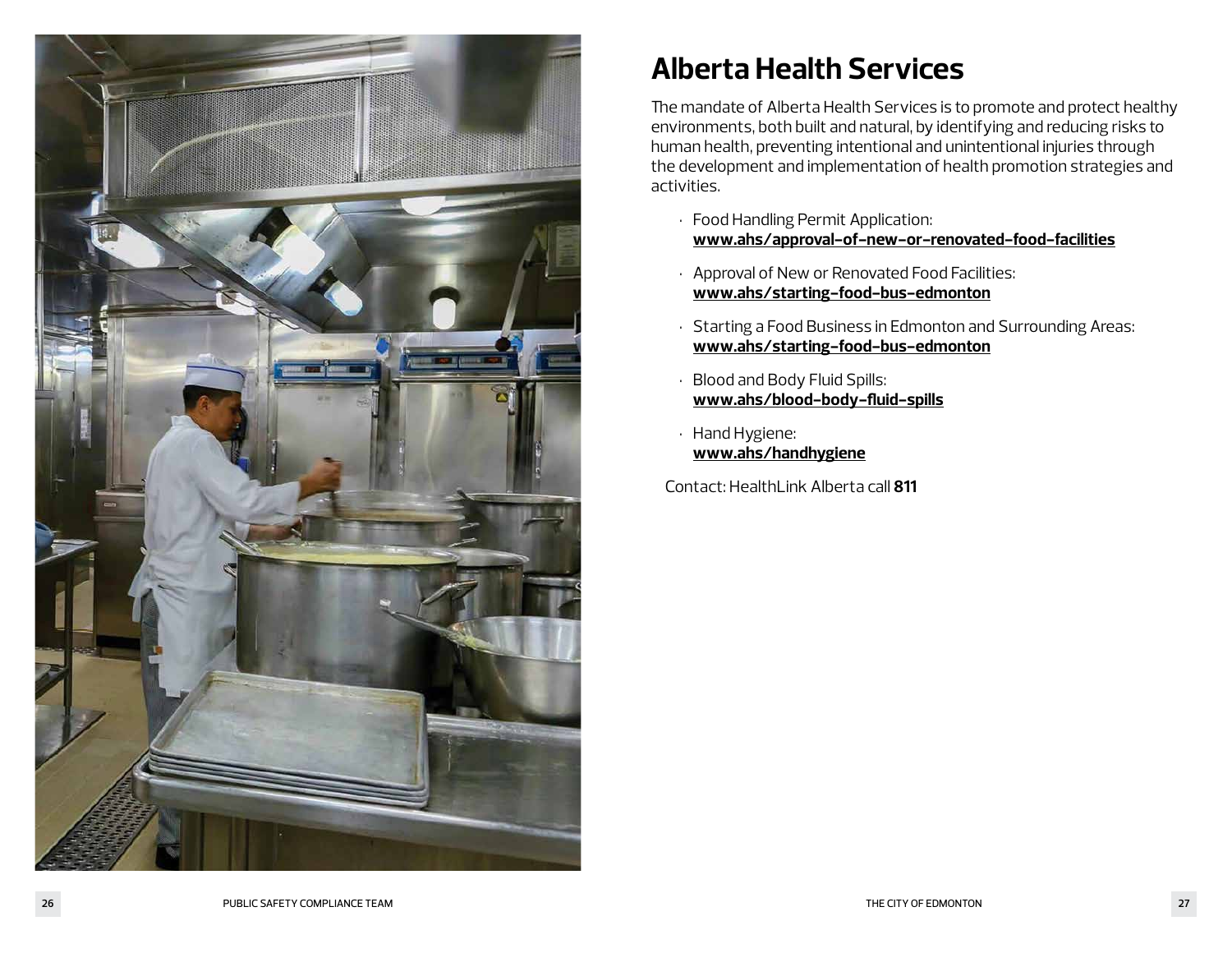# Alberta Health Services

The mandate of Alberta Health Services is to promote and protect healthy environments, both built and natural, by identifying and reducing risks to human health, preventing intentional and unintentional injuries through the development and implementation of health promotion strategies and activities.

- Food Handling Permit Application:
  **www.ahs/approval-of-new-or-renovated-food-facilities**
- Approval of New or Renovated Food Facilities:
  **www.ahs/starting-food-bus-edmonton**
- Starting a Food Business in Edmonton and Surrounding Areas:
  **www.ahs/starting-food-bus-edmonton**
- Blood and Body Fluid Spills:
  **www.ahs/blood-body-fluid-spills**
- Hand Hygiene:
  **www.ahs/handhygiene**

Contact: HealthLink Alberta call **811**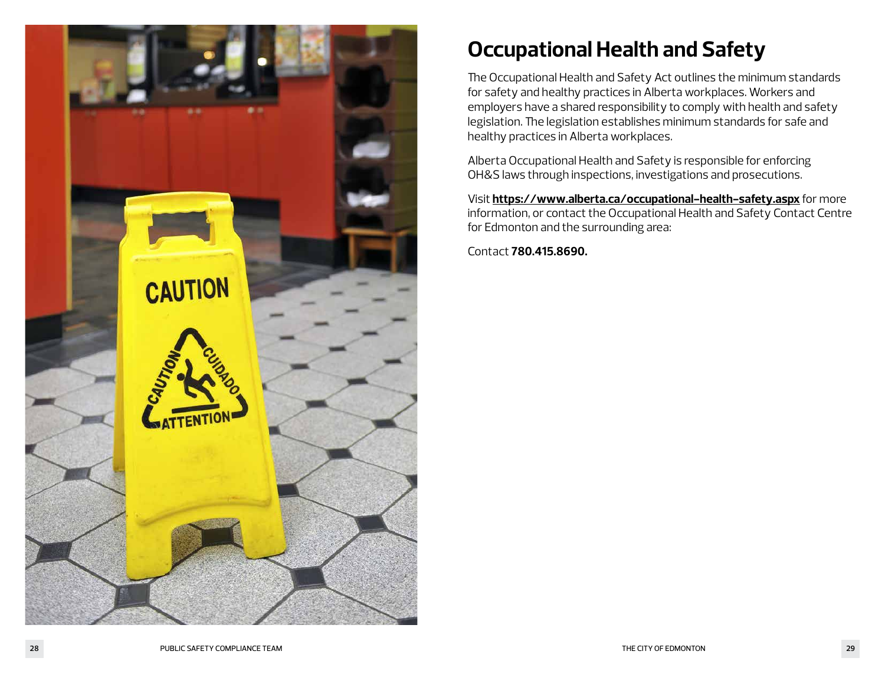# Occupational Health and Safety

The Occupational Health and Safety Act outlines the minimum standards for safety and healthy practices in Alberta workplaces. Workers and employers have a shared responsibility to comply with health and safety legislation. The legislation establishes minimum standards for safe and healthy practices in Alberta workplaces.

Alberta Occupational Health and Safety is responsible for enforcing OH&S laws through inspections, investigations and prosecutions.

Visit **https://www.alberta.ca/occupational-health-safety.aspx** for more information, or contact the Occupational Health and Safety Contact Centre for Edmonton and the surrounding area:

Contact **780.415.8690.**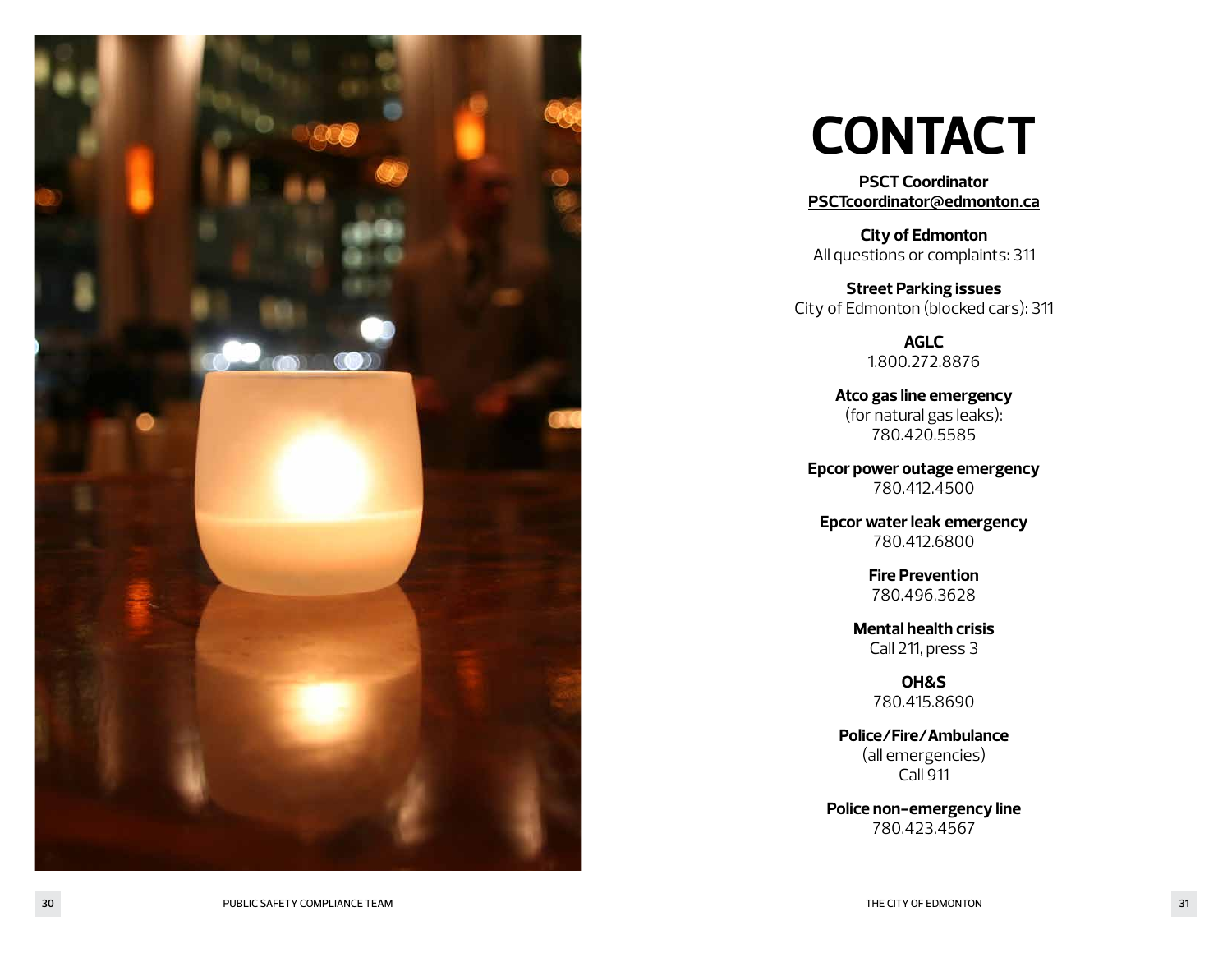# CONTACT

**PSCT Coordinator**
PSCTcoordinator@edmonton.ca

**City of Edmonton**
All questions or complaints: 311

**Street Parking issues**
City of Edmonton (blocked cars): 311

**AGLC**
1.800.272.8876

**Atco gas line emergency**
(for natural gas leaks):
780.420.5585

**Epcor power outage emergency**
780.412.4500

**Epcor water leak emergency**
780.412.6800

**Fire Prevention**
780.496.3628

**Mental health crisis**
Call 211, press 3

**OH&S**
780.415.8690

**Police/Fire/Ambulance**
(all emergencies)
Call 911

**Police non-emergency line**
780.423.4567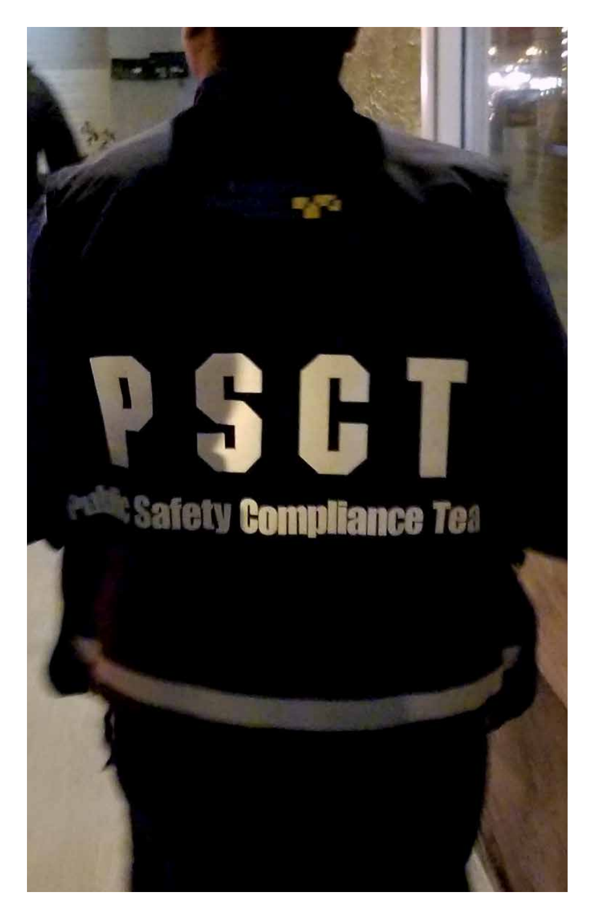PSCT

Public Safety Compliance Tea